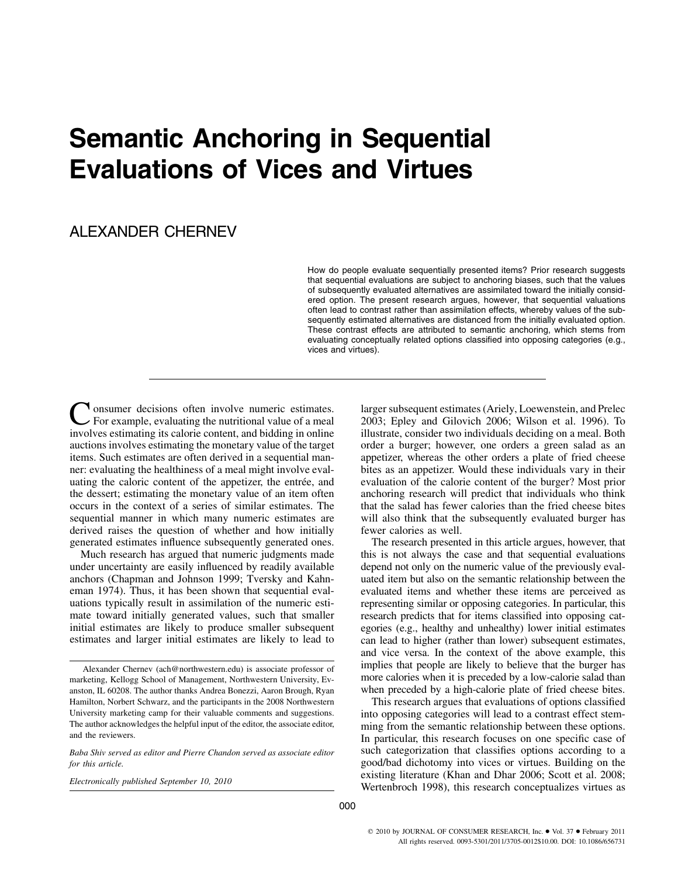# Semantic Anchoring in Sequential Evaluations of Vices and Virtues

ALEXANDER CHERNEV

How do people evaluate sequentially presented items? Prior research suggests that sequential evaluations are subject to anchoring biases, such that the values of subsequently evaluated alternatives are assimilated toward the initially considered option. The present research argues, however, that sequential valuations often lead to contrast rather than assimilation effects, whereby values of the subsequently estimated alternatives are distanced from the initially evaluated option. These contrast effects are attributed to semantic anchoring, which stems from evaluating conceptually related options classified into opposing categories (e.g., vices and virtues).

Consumer decisions often involve numeric estimates. For example, evaluating the nutritional value of a meal involves estimating its calorie content, and bidding in online auctions involves estimating the monetary value of the target items. Such estimates are often derived in a sequential manner: evaluating the healthiness of a meal might involve evaluating the caloric content of the appetizer, the entrée, and the dessert; estimating the monetary value of an item often occurs in the context of a series of similar estimates. The sequential manner in which many numeric estimates are derived raises the question of whether and how initially generated estimates influence subsequently generated ones.

Much research has argued that numeric judgments made under uncertainty are easily influenced by readily available anchors (Chapman and Johnson 1999; Tversky and Kahneman 1974). Thus, it has been shown that sequential evaluations typically result in assimilation of the numeric estimate toward initially generated values, such that smaller initial estimates are likely to produce smaller subsequent estimates and larger initial estimates are likely to lead to larger subsequent estimates (Ariely, Loewenstein, and Prelec 2003; Epley and Gilovich 2006; Wilson et al. 1996). To illustrate, consider two individuals deciding on a meal. Both order a burger; however, one orders a green salad as an appetizer, whereas the other orders a plate of fried cheese bites as an appetizer. Would these individuals vary in their evaluation of the calorie content of the burger? Most prior anchoring research will predict that individuals who think that the salad has fewer calories than the fried cheese bites will also think that the subsequently evaluated burger has fewer calories as well.

The research presented in this article argues, however, that this is not always the case and that sequential evaluations depend not only on the numeric value of the previously evaluated item but also on the semantic relationship between the evaluated items and whether these items are perceived as representing similar or opposing categories. In particular, this research predicts that for items classified into opposing categories (e.g., healthy and unhealthy) lower initial estimates can lead to higher (rather than lower) subsequent estimates, and vice versa. In the context of the above example, this implies that people are likely to believe that the burger has more calories when it is preceded by a low-calorie salad than when preceded by a high-calorie plate of fried cheese bites.

This research argues that evaluations of options classified into opposing categories will lead to a contrast effect stemming from the semantic relationship between these options. In particular, this research focuses on one specific case of such categorization that classifies options according to a good/bad dichotomy into vices or virtues. Building on the existing literature (Khan and Dhar 2006; Scott et al. 2008; Wertenbroch 1998), this research conceptualizes virtues as

---

Alexander Chernev (ach@northwestern.edu) is associate professor of marketing, Kellogg School of Management, Northwestern University, Evanston, IL 60208. The author thanks Andrea Bonezzi, Aaron Brough, Ryan Hamilton, Norbert Schwarz, and the participants in the 2008 Northwestern University marketing camp for their valuable comments and suggestions. The author acknowledges the helpful input of the editor, the associate editor, and the reviewers.

*Baba Shiv served as editor and Pierre Chandon served as associate editor for this article.*

*Electronically published September 10, 2010*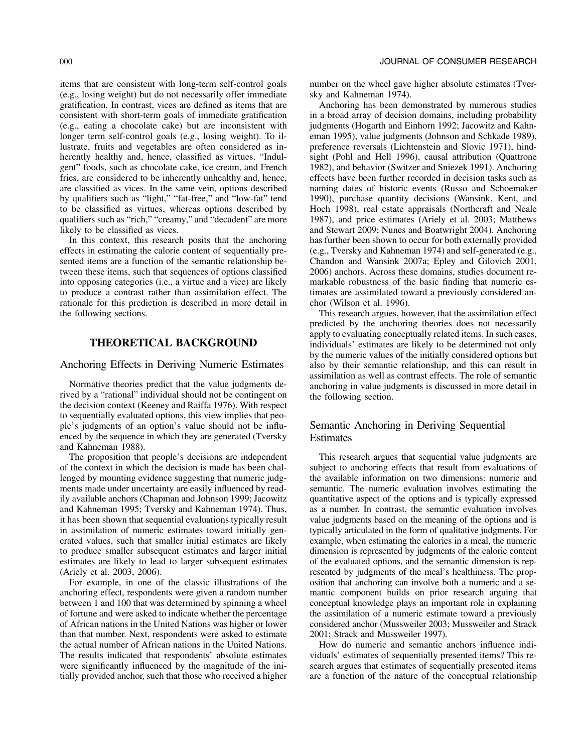items that are consistent with long-term self-control goals (e.g., losing weight) but do not necessarily offer immediate gratification. In contrast, vices are defined as items that are consistent with short-term goals of immediate gratification (e.g., eating a chocolate cake) but are inconsistent with longer term self-control goals (e.g., losing weight). To illustrate, fruits and vegetables are often considered as inherently healthy and, hence, classified as virtues. "Indulgent" foods, such as chocolate cake, ice cream, and French fries, are considered to be inherently unhealthy and, hence, are classified as vices. In the same vein, options described by qualifiers such as "light," "fat-free," and "low-fat" tend to be classified as virtues, whereas options described by qualifiers such as "rich," "creamy," and "decadent" are more likely to be classified as vices.

In this context, this research posits that the anchoring effects in estimating the calorie content of sequentially presented items are a function of the semantic relationship between these items, such that sequences of options classified into opposing categories (i.e., a virtue and a vice) are likely to produce a contrast rather than assimilation effect. The rationale for this prediction is described in more detail in the following sections.

## THEORETICAL BACKGROUND

### Anchoring Effects in Deriving Numeric Estimates

Normative theories predict that the value judgments derived by a "rational" individual should not be contingent on the decision context (Keeney and Raiffa 1976). With respect to sequentially evaluated options, this view implies that people's judgments of an option's value should not be influenced by the sequence in which they are generated (Tversky and Kahneman 1988).

The proposition that people's decisions are independent of the context in which the decision is made has been challenged by mounting evidence suggesting that numeric judgments made under uncertainty are easily influenced by readily available anchors (Chapman and Johnson 1999; Jacowitz and Kahneman 1995; Tversky and Kahneman 1974). Thus, it has been shown that sequential evaluations typically result in assimilation of numeric estimates toward initially generated values, such that smaller initial estimates are likely to produce smaller subsequent estimates and larger initial estimates are likely to lead to larger subsequent estimates (Ariely et al. 2003, 2006).

For example, in one of the classic illustrations of the anchoring effect, respondents were given a random number between 1 and 100 that was determined by spinning a wheel of fortune and were asked to indicate whether the percentage of African nations in the United Nations was higher or lower than that number. Next, respondents were asked to estimate the actual number of African nations in the United Nations. The results indicated that respondents' absolute estimates were significantly influenced by the magnitude of the initially provided anchor, such that those who received a higher number on the wheel gave higher absolute estimates (Tversky and Kahneman 1974).

Anchoring has been demonstrated by numerous studies in a broad array of decision domains, including probability judgments (Hogarth and Einhorn 1992; Jacowitz and Kahneman 1995), value judgments (Johnson and Schkade 1989), preference reversals (Lichtenstein and Slovic 1971), hindsight (Pohl and Hell 1996), causal attribution (Quattrone 1982), and behavior (Switzer and Sniezek 1991). Anchoring effects have been further recorded in decision tasks such as naming dates of historic events (Russo and Schoemaker 1990), purchase quantity decisions (Wansink, Kent, and Hoch 1998), real estate appraisals (Northcraft and Neale 1987), and price estimates (Ariely et al. 2003; Matthews and Stewart 2009; Nunes and Boatwright 2004). Anchoring has further been shown to occur for both externally provided (e.g., Tversky and Kahneman 1974) and self-generated (e.g., Chandon and Wansink 2007a; Epley and Gilovich 2001, 2006) anchors. Across these domains, studies document remarkable robustness of the basic finding that numeric estimates are assimilated toward a previously considered anchor (Wilson et al. 1996).

This research argues, however, that the assimilation effect predicted by the anchoring theories does not necessarily apply to evaluating conceptually related items. In such cases, individuals' estimates are likely to be determined not only by the numeric values of the initially considered options but also by their semantic relationship, and this can result in assimilation as well as contrast effects. The role of semantic anchoring in value judgments is discussed in more detail in the following section.

### Semantic Anchoring in Deriving Sequential Estimates

This research argues that sequential value judgments are subject to anchoring effects that result from evaluations of the available information on two dimensions: numeric and semantic. The numeric evaluation involves estimating the quantitative aspect of the options and is typically expressed as a number. In contrast, the semantic evaluation involves value judgments based on the meaning of the options and is typically articulated in the form of qualitative judgments. For example, when estimating the calories in a meal, the numeric dimension is represented by judgments of the caloric content of the evaluated options, and the semantic dimension is represented by judgments of the meal's healthiness. The proposition that anchoring can involve both a numeric and a semantic component builds on prior research arguing that conceptual knowledge plays an important role in explaining the assimilation of a numeric estimate toward a previously considered anchor (Mussweiler 2003; Mussweiler and Strack 2001; Strack and Mussweiler 1997).

How do numeric and semantic anchors influence individuals' estimates of sequentially presented items? This research argues that estimates of sequentially presented items are a function of the nature of the conceptual relationship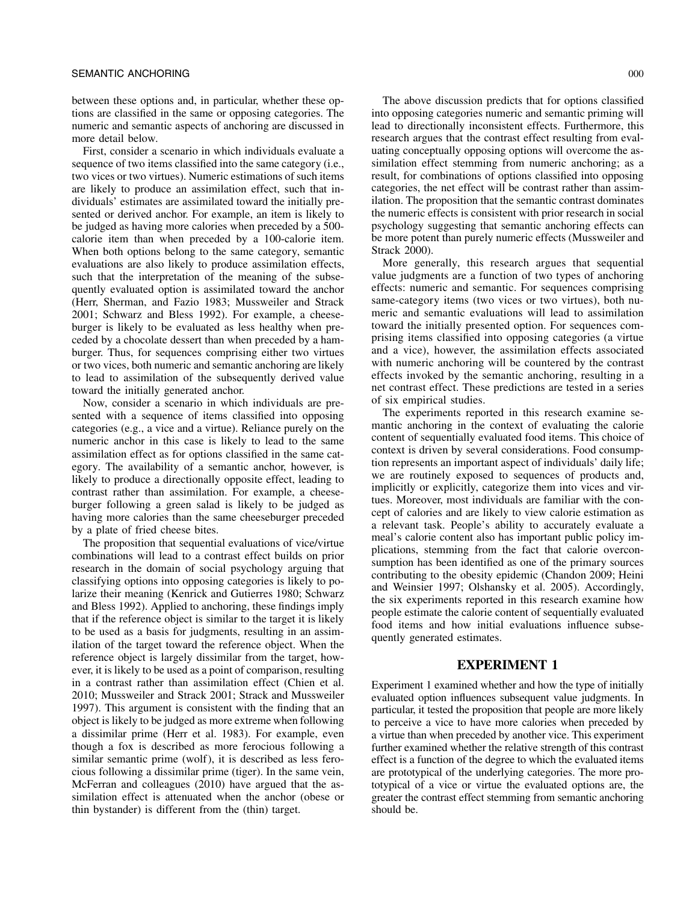between these options and, in particular, whether these options are classified in the same or opposing categories. The numeric and semantic aspects of anchoring are discussed in more detail below.

First, consider a scenario in which individuals evaluate a sequence of two items classified into the same category (i.e., two vices or two virtues). Numeric estimations of such items are likely to produce an assimilation effect, such that individuals' estimates are assimilated toward the initially presented or derived anchor. For example, an item is likely to be judged as having more calories when preceded by a 500-calorie item than when preceded by a 100-calorie item. When both options belong to the same category, semantic evaluations are also likely to produce assimilation effects, such that the interpretation of the meaning of the subsequently evaluated option is assimilated toward the anchor (Herr, Sherman, and Fazio 1983; Mussweiler and Strack 2001; Schwarz and Bless 1992). For example, a cheeseburger is likely to be evaluated as less healthy when preceded by a chocolate dessert than when preceded by a hamburger. Thus, for sequences comprising either two virtues or two vices, both numeric and semantic anchoring are likely to lead to assimilation of the subsequently derived value toward the initially generated anchor.

Now, consider a scenario in which individuals are presented with a sequence of items classified into opposing categories (e.g., a vice and a virtue). Reliance purely on the numeric anchor in this case is likely to lead to the same assimilation effect as for options classified in the same category. The availability of a semantic anchor, however, is likely to produce a directionally opposite effect, leading to contrast rather than assimilation. For example, a cheeseburger following a green salad is likely to be judged as having more calories than the same cheeseburger preceded by a plate of fried cheese bites.

The proposition that sequential evaluations of vice/virtue combinations will lead to a contrast effect builds on prior research in the domain of social psychology arguing that classifying options into opposing categories is likely to polarize their meaning (Kenrick and Gutierres 1980; Schwarz and Bless 1992). Applied to anchoring, these findings imply that if the reference object is similar to the target it is likely to be used as a basis for judgments, resulting in an assimilation of the target toward the reference object. When the reference object is largely dissimilar from the target, however, it is likely to be used as a point of comparison, resulting in a contrast rather than assimilation effect (Chien et al. 2010; Mussweiler and Strack 2001; Strack and Mussweiler 1997). This argument is consistent with the finding that an object is likely to be judged as more extreme when following a dissimilar prime (Herr et al. 1983). For example, even though a fox is described as more ferocious following a similar semantic prime (wolf), it is described as less ferocious following a dissimilar prime (tiger). In the same vein, McFerran and colleagues (2010) have argued that the assimilation effect is attenuated when the anchor (obese or thin bystander) is different from the (thin) target.

The above discussion predicts that for options classified into opposing categories numeric and semantic priming will lead to directionally inconsistent effects. Furthermore, this research argues that the contrast effect resulting from evaluating conceptually opposing options will overcome the assimilation effect stemming from numeric anchoring; as a result, for combinations of options classified into opposing categories, the net effect will be contrast rather than assimilation. The proposition that the semantic contrast dominates the numeric effects is consistent with prior research in social psychology suggesting that semantic anchoring effects can be more potent than purely numeric effects (Mussweiler and Strack 2000).

More generally, this research argues that sequential value judgments are a function of two types of anchoring effects: numeric and semantic. For sequences comprising same-category items (two vices or two virtues), both numeric and semantic evaluations will lead to assimilation toward the initially presented option. For sequences comprising items classified into opposing categories (a virtue and a vice), however, the assimilation effects associated with numeric anchoring will be countered by the contrast effects invoked by the semantic anchoring, resulting in a net contrast effect. These predictions are tested in a series of six empirical studies.

The experiments reported in this research examine semantic anchoring in the context of evaluating the calorie content of sequentially evaluated food items. This choice of context is driven by several considerations. Food consumption represents an important aspect of individuals' daily life; we are routinely exposed to sequences of products and, implicitly or explicitly, categorize them into vices and virtues. Moreover, most individuals are familiar with the concept of calories and are likely to view calorie estimation as a relevant task. People's ability to accurately evaluate a meal's calorie content also has important public policy implications, stemming from the fact that calorie overconsumption has been identified as one of the primary sources contributing to the obesity epidemic (Chandon 2009; Heini and Weinsier 1997; Olshansky et al. 2005). Accordingly, the six experiments reported in this research examine how people estimate the calorie content of sequentially evaluated food items and how initial evaluations influence subsequently generated estimates.

## EXPERIMENT 1

Experiment 1 examined whether and how the type of initially evaluated option influences subsequent value judgments. In particular, it tested the proposition that people are more likely to perceive a vice to have more calories when preceded by a virtue than when preceded by another vice. This experiment further examined whether the relative strength of this contrast effect is a function of the degree to which the evaluated items are prototypical of the underlying categories. The more prototypical of a vice or virtue the evaluated options are, the greater the contrast effect stemming from semantic anchoring should be.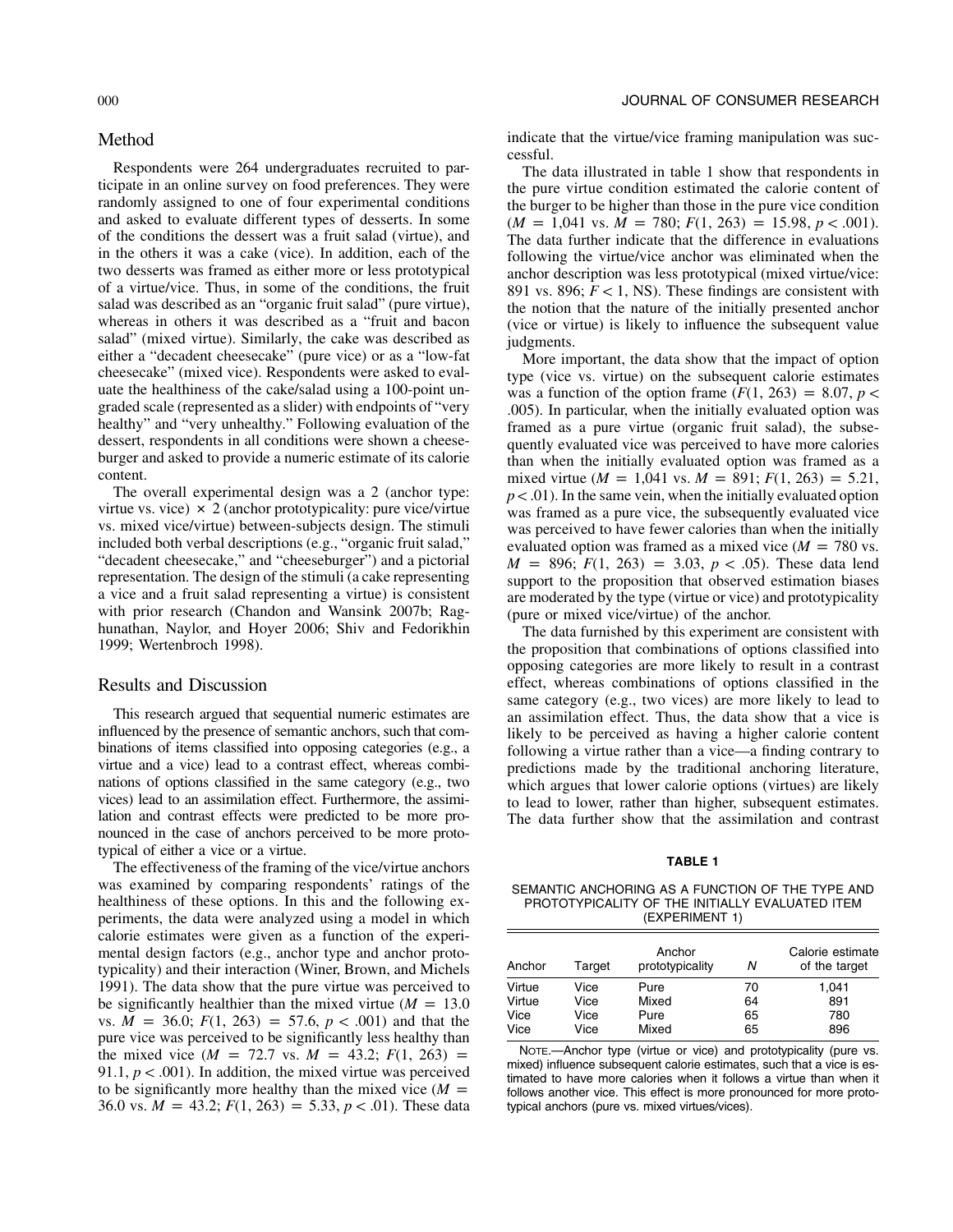## Method

Respondents were 264 undergraduates recruited to participate in an online survey on food preferences. They were randomly assigned to one of four experimental conditions and asked to evaluate different types of desserts. In some of the conditions the dessert was a fruit salad (virtue), and in the others it was a cake (vice). In addition, each of the two desserts was framed as either more or less prototypical of a virtue/vice. Thus, in some of the conditions, the fruit salad was described as an "organic fruit salad" (pure virtue), whereas in others it was described as a "fruit and bacon salad" (mixed virtue). Similarly, the cake was described as either a "decadent cheesecake" (pure vice) or as a "low-fat cheesecake" (mixed vice). Respondents were asked to evaluate the healthiness of the cake/salad using a 100-point ungraded scale (represented as a slider) with endpoints of "very healthy" and "very unhealthy." Following evaluation of the dessert, respondents in all conditions were shown a cheeseburger and asked to provide a numeric estimate of its calorie content.

The overall experimental design was a 2 (anchor type: virtue vs. vice) × 2 (anchor prototypicality: pure vice/virtue vs. mixed vice/virtue) between-subjects design. The stimuli included both verbal descriptions (e.g., "organic fruit salad," "decadent cheesecake," and "cheeseburger") and a pictorial representation. The design of the stimuli (a cake representing a vice and a fruit salad representing a virtue) is consistent with prior research (Chandon and Wansink 2007b; Raghunathan, Naylor, and Hoyer 2006; Shiv and Fedorikhin 1999; Wertenbroch 1998).

## Results and Discussion

This research argued that sequential numeric estimates are influenced by the presence of semantic anchors, such that combinations of items classified into opposing categories (e.g., a virtue and a vice) lead to a contrast effect, whereas combinations of options classified in the same category (e.g., two vices) lead to an assimilation effect. Furthermore, the assimilation and contrast effects were predicted to be more pronounced in the case of anchors perceived to be more prototypical of either a vice or a virtue.

The effectiveness of the framing of the vice/virtue anchors was examined by comparing respondents' ratings of the healthiness of these options. In this and the following experiments, the data were analyzed using a model in which calorie estimates were given as a function of the experimental design factors (e.g., anchor type and anchor prototypicality) and their interaction (Winer, Brown, and Michels 1991). The data show that the pure virtue was perceived to be significantly healthier than the mixed virtue ($M = 13.0$ vs. $M = 36.0$; $F(1, 263) = 57.6$, $p < .001$) and that the pure vice was perceived to be significantly less healthy than the mixed vice ($M = 72.7$ vs. $M = 43.2$; $F(1, 263) = 91.1$, $p < .001$). In addition, the mixed virtue was perceived to be significantly more healthy than the mixed vice ($M = 36.0$ vs. $M = 43.2$; $F(1, 263) = 5.33$, $p < .01$). These data indicate that the virtue/vice framing manipulation was successful.

The data illustrated in table 1 show that respondents in the pure virtue condition estimated the calorie content of the burger to be higher than those in the pure vice condition ($M = 1{,}041$ vs. $M = 780$; $F(1, 263) = 15.98$, $p < .001$). The data further indicate that the difference in evaluations following the virtue/vice anchor was eliminated when the anchor description was less prototypical (mixed virtue/vice: 891 vs. 896; $F < 1$, NS). These findings are consistent with the notion that the nature of the initially presented anchor (vice or virtue) is likely to influence the subsequent value judgments.

More important, the data show that the impact of option type (vice vs. virtue) on the subsequent calorie estimates was a function of the option frame ($F(1, 263) = 8.07$, $p < .005$). In particular, when the initially evaluated option was framed as a pure virtue (organic fruit salad), the subsequently evaluated vice was perceived to have more calories than when the initially evaluated option was framed as a mixed virtue ($M = 1{,}041$ vs. $M = 891$; $F(1, 263) = 5.21$, $p < .01$). In the same vein, when the initially evaluated option was framed as a pure vice, the subsequently evaluated vice was perceived to have fewer calories than when the initially evaluated option was framed as a mixed vice ($M = 780$ vs. $M = 896$; $F(1, 263) = 3.03$, $p < .05$). These data lend support to the proposition that observed estimation biases are moderated by the type (virtue or vice) and prototypicality (pure or mixed vice/virtue) of the anchor.

The data furnished by this experiment are consistent with the proposition that combinations of options classified into opposing categories are more likely to result in a contrast effect, whereas combinations of options classified in the same category (e.g., two vices) are more likely to lead to an assimilation effect. Thus, the data show that a vice is likely to be perceived as having a higher calorie content following a virtue rather than a vice—a finding contrary to predictions made by the traditional anchoring literature, which argues that lower calorie options (virtues) are likely to lead to lower, rather than higher, subsequent estimates. The data further show that the assimilation and contrast

**TABLE 1**

SEMANTIC ANCHORING AS A FUNCTION OF THE TYPE AND PROTOTYPICALITY OF THE INITIALLY EVALUATED ITEM (EXPERIMENT 1)

| Anchor | Target | Anchor prototypicality | *N* | Calorie estimate of the target |
|---|---|---|---|---|
| Virtue | Vice | Pure | 70 | 1,041 |
| Virtue | Vice | Mixed | 64 | 891 |
| Vice | Vice | Pure | 65 | 780 |
| Vice | Vice | Mixed | 65 | 896 |

NOTE.—Anchor type (virtue or vice) and prototypicality (pure vs. mixed) influence subsequent calorie estimates, such that a vice is estimated to have more calories when it follows a virtue than when it follows another vice. This effect is more pronounced for more prototypical anchors (pure vs. mixed virtues/vices).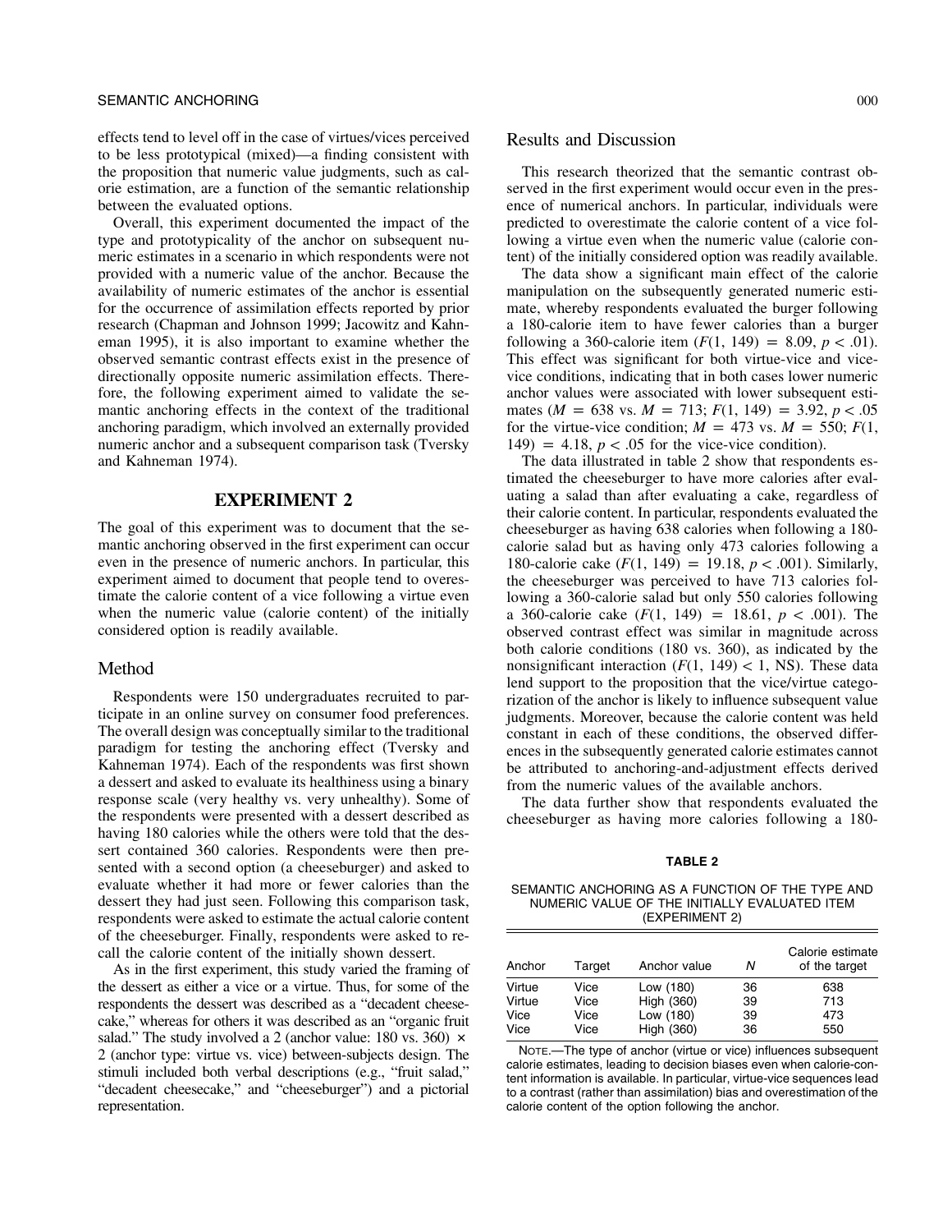effects tend to level off in the case of virtues/vices perceived to be less prototypical (mixed)—a finding consistent with the proposition that numeric value judgments, such as calorie estimation, are a function of the semantic relationship between the evaluated options.

Overall, this experiment documented the impact of the type and prototypicality of the anchor on subsequent numeric estimates in a scenario in which respondents were not provided with a numeric value of the anchor. Because the availability of numeric estimates of the anchor is essential for the occurrence of assimilation effects reported by prior research (Chapman and Johnson 1999; Jacowitz and Kahneman 1995), it is also important to examine whether the observed semantic contrast effects exist in the presence of directionally opposite numeric assimilation effects. Therefore, the following experiment aimed to validate the semantic anchoring effects in the context of the traditional anchoring paradigm, which involved an externally provided numeric anchor and a subsequent comparison task (Tversky and Kahneman 1974).

## EXPERIMENT 2

The goal of this experiment was to document that the semantic anchoring observed in the first experiment can occur even in the presence of numeric anchors. In particular, this experiment aimed to document that people tend to overestimate the calorie content of a vice following a virtue even when the numeric value (calorie content) of the initially considered option is readily available.

### Method

Respondents were 150 undergraduates recruited to participate in an online survey on consumer food preferences. The overall design was conceptually similar to the traditional paradigm for testing the anchoring effect (Tversky and Kahneman 1974). Each of the respondents was first shown a dessert and asked to evaluate its healthiness using a binary response scale (very healthy vs. very unhealthy). Some of the respondents were presented with a dessert described as having 180 calories while the others were told that the dessert contained 360 calories. Respondents were then presented with a second option (a cheeseburger) and asked to evaluate whether it had more or fewer calories than the dessert they had just seen. Following this comparison task, respondents were asked to estimate the actual calorie content of the cheeseburger. Finally, respondents were asked to recall the calorie content of the initially shown dessert.

As in the first experiment, this study varied the framing of the dessert as either a vice or a virtue. Thus, for some of the respondents the dessert was described as a "decadent cheesecake," whereas for others it was described as an "organic fruit salad." The study involved a 2 (anchor value: 180 vs. 360) × 2 (anchor type: virtue vs. vice) between-subjects design. The stimuli included both verbal descriptions (e.g., "fruit salad," "decadent cheesecake," and "cheeseburger") and a pictorial representation.

### Results and Discussion

This research theorized that the semantic contrast observed in the first experiment would occur even in the presence of numerical anchors. In particular, individuals were predicted to overestimate the calorie content of a vice following a virtue even when the numeric value (calorie content) of the initially considered option was readily available.

The data show a significant main effect of the calorie manipulation on the subsequently generated numeric estimate, whereby respondents evaluated the burger following a 180-calorie item to have fewer calories than a burger following a 360-calorie item ($F(1, 149) = 8.09$, $p < .01$). This effect was significant for both virtue-vice and vice-vice conditions, indicating that in both cases lower numeric anchor values were associated with lower subsequent estimates ($M = 638$ vs. $M = 713$; $F(1, 149) = 3.92$, $p < .05$ for the virtue-vice condition; $M = 473$ vs. $M = 550$; $F(1, 149) = 4.18$, $p < .05$ for the vice-vice condition).

The data illustrated in table 2 show that respondents estimated the cheeseburger to have more calories after evaluating a salad than after evaluating a cake, regardless of their calorie content. In particular, respondents evaluated the cheeseburger as having 638 calories when following a 180-calorie salad but as having only 473 calories following a 180-calorie cake ($F(1, 149) = 19.18$, $p < .001$). Similarly, the cheeseburger was perceived to have 713 calories following a 360-calorie salad but only 550 calories following a 360-calorie cake ($F(1, 149) = 18.61$, $p < .001$). The observed contrast effect was similar in magnitude across both calorie conditions (180 vs. 360), as indicated by the nonsignificant interaction ($F(1, 149) < 1$, NS). These data lend support to the proposition that the vice/virtue categorization of the anchor is likely to influence subsequent value judgments. Moreover, because the calorie content was held constant in each of these conditions, the observed differences in the subsequently generated calorie estimates cannot be attributed to anchoring-and-adjustment effects derived from the numeric values of the available anchors.

The data further show that respondents evaluated the cheeseburger as having more calories following a 180-

**TABLE 2**

SEMANTIC ANCHORING AS A FUNCTION OF THE TYPE AND NUMERIC VALUE OF THE INITIALLY EVALUATED ITEM (EXPERIMENT 2)

| Anchor | Target | Anchor value | *N* | Calorie estimate of the target |
|---|---|---|---|---|
| Virtue | Vice | Low (180) | 36 | 638 |
| Virtue | Vice | High (360) | 39 | 713 |
| Vice | Vice | Low (180) | 39 | 473 |
| Vice | Vice | High (360) | 36 | 550 |

NOTE.—The type of anchor (virtue or vice) influences subsequent calorie estimates, leading to decision biases even when calorie-content information is available. In particular, virtue-vice sequences lead to a contrast (rather than assimilation) bias and overestimation of the calorie content of the option following the anchor.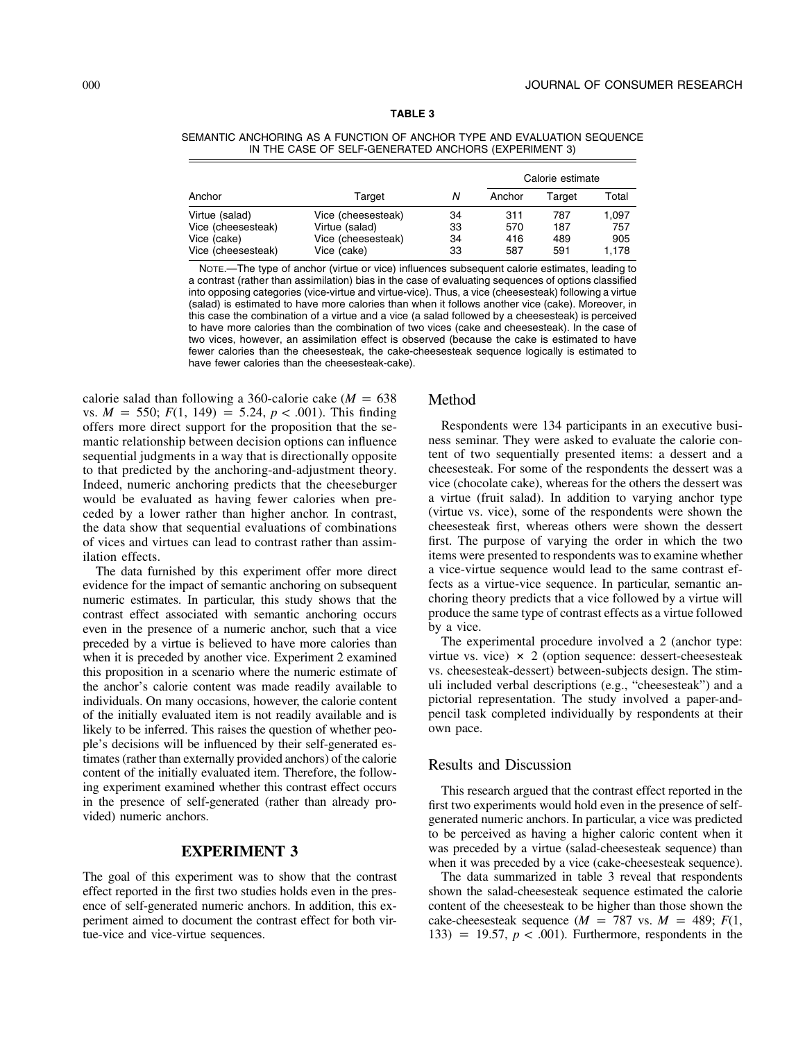**TABLE 3**

SEMANTIC ANCHORING AS A FUNCTION OF ANCHOR TYPE AND EVALUATION SEQUENCE IN THE CASE OF SELF-GENERATED ANCHORS (EXPERIMENT 3)

| Anchor | Target | *N* | Calorie estimate | | |
|---|---|---|---|---|---|
| | | | Anchor | Target | Total |
| Virtue (salad) | Vice (cheesesteak) | 34 | 311 | 787 | 1,097 |
| Vice (cheesesteak) | Virtue (salad) | 33 | 570 | 187 | 757 |
| Vice (cake) | Vice (cheesesteak) | 34 | 416 | 489 | 905 |
| Vice (cheesesteak) | Vice (cake) | 33 | 587 | 591 | 1,178 |

NOTE.—The type of anchor (virtue or vice) influences subsequent calorie estimates, leading to a contrast (rather than assimilation) bias in the case of evaluating sequences of options classified into opposing categories (vice-virtue and virtue-vice). Thus, a vice (cheesesteak) following a virtue (salad) is estimated to have more calories than when it follows another vice (cake). Moreover, in this case the combination of a virtue and a vice (a salad followed by a cheesesteak) is perceived to have more calories than the combination of two vices (cake and cheesesteak). In the case of two vices, however, an assimilation effect is observed (because the cake is estimated to have fewer calories than the cheesesteak, the cake-cheesesteak sequence logically is estimated to have fewer calories than the cheesesteak-cake).

calorie salad than following a 360-calorie cake ($M = 638$ vs. $M = 550$; $F(1, 149) = 5.24$, $p < .001$). This finding offers more direct support for the proposition that the semantic relationship between decision options can influence sequential judgments in a way that is directionally opposite to that predicted by the anchoring-and-adjustment theory. Indeed, numeric anchoring predicts that the cheeseburger would be evaluated as having fewer calories when preceded by a lower rather than higher anchor. In contrast, the data show that sequential evaluations of combinations of vices and virtues can lead to contrast rather than assimilation effects.

The data furnished by this experiment offer more direct evidence for the impact of semantic anchoring on subsequent numeric estimates. In particular, this study shows that the contrast effect associated with semantic anchoring occurs even in the presence of a numeric anchor, such that a vice preceded by a virtue is believed to have more calories than when it is preceded by another vice. Experiment 2 examined this proposition in a scenario where the numeric estimate of the anchor's calorie content was made readily available to individuals. On many occasions, however, the calorie content of the initially evaluated item is not readily available and is likely to be inferred. This raises the question of whether people's decisions will be influenced by their self-generated estimates (rather than externally provided anchors) of the calorie content of the initially evaluated item. Therefore, the following experiment examined whether this contrast effect occurs in the presence of self-generated (rather than already provided) numeric anchors.

## EXPERIMENT 3

The goal of this experiment was to show that the contrast effect reported in the first two studies holds even in the presence of self-generated numeric anchors. In addition, this experiment aimed to document the contrast effect for both virtue-vice and vice-virtue sequences.

### Method

Respondents were 134 participants in an executive business seminar. They were asked to evaluate the calorie content of two sequentially presented items: a dessert and a cheesesteak. For some of the respondents the dessert was a vice (chocolate cake), whereas for the others the dessert was a virtue (fruit salad). In addition to varying anchor type (virtue vs. vice), some of the respondents were shown the cheesesteak first, whereas others were shown the dessert first. The purpose of varying the order in which the two items were presented to respondents was to examine whether a vice-virtue sequence would lead to the same contrast effects as a virtue-vice sequence. In particular, semantic anchoring theory predicts that a vice followed by a virtue will produce the same type of contrast effects as a virtue followed by a vice.

The experimental procedure involved a 2 (anchor type: virtue vs. vice) × 2 (option sequence: dessert-cheesesteak vs. cheesesteak-dessert) between-subjects design. The stimuli included verbal descriptions (e.g., "cheesesteak") and a pictorial representation. The study involved a paper-and-pencil task completed individually by respondents at their own pace.

### Results and Discussion

This research argued that the contrast effect reported in the first two experiments would hold even in the presence of self-generated numeric anchors. In particular, a vice was predicted to be perceived as having a higher caloric content when it was preceded by a virtue (salad-cheesesteak sequence) than when it was preceded by a vice (cake-cheesesteak sequence).

The data summarized in table 3 reveal that respondents shown the salad-cheesesteak sequence estimated the calorie content of the cheesesteak to be higher than those shown the cake-cheesesteak sequence ($M = 787$ vs. $M = 489$; $F(1, 133) = 19.57$, $p < .001$). Furthermore, respondents in the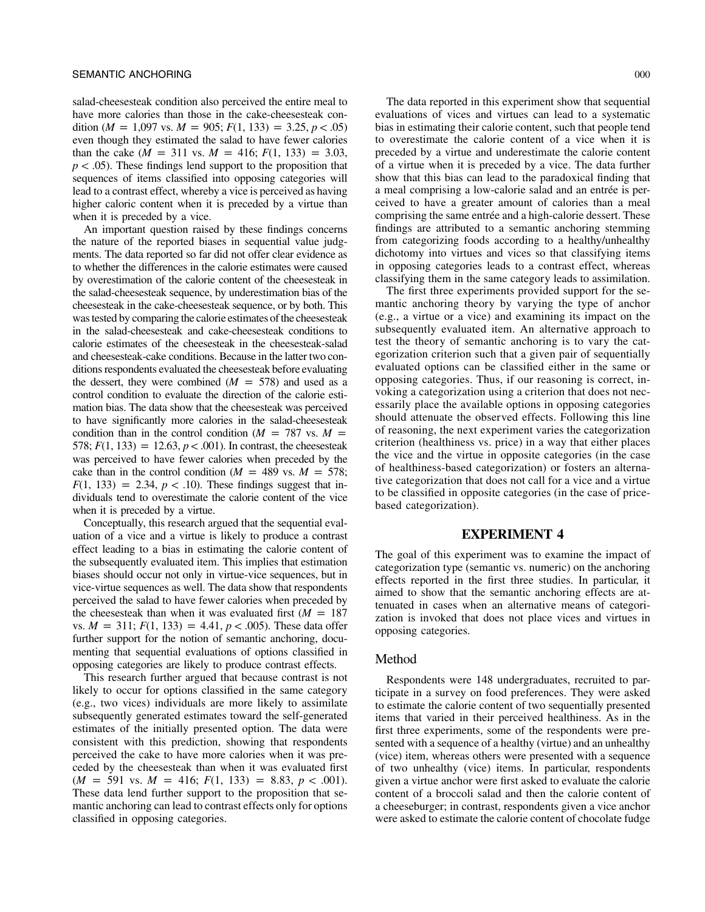salad-cheesesteak condition also perceived the entire meal to have more calories than those in the cake-cheesesteak condition ($M$ = 1,097 vs. $M$ = 905; $F(1, 133) = 3.25$, $p < .05$) even though they estimated the salad to have fewer calories than the cake ($M$ = 311 vs. $M$ = 416; $F(1, 133) = 3.03$, $p < .05$). These findings lend support to the proposition that sequences of items classified into opposing categories will lead to a contrast effect, whereby a vice is perceived as having higher caloric content when it is preceded by a virtue than when it is preceded by a vice.

An important question raised by these findings concerns the nature of the reported biases in sequential value judgments. The data reported so far did not offer clear evidence as to whether the differences in the calorie estimates were caused by overestimation of the calorie content of the cheesesteak in the salad-cheesesteak sequence, by underestimation bias of the cheesesteak in the cake-cheesesteak sequence, or by both. This was tested by comparing the calorie estimates of the cheesesteak in the salad-cheesesteak and cake-cheesesteak conditions to calorie estimates of the cheesesteak in the cheesesteak-salad and cheesesteak-cake conditions. Because in the latter two conditions respondents evaluated the cheesesteak before evaluating the dessert, they were combined ($M$ = 578) and used as a control condition to evaluate the direction of the calorie estimation bias. The data show that the cheesesteak was perceived to have significantly more calories in the salad-cheesesteak condition than in the control condition ($M$ = 787 vs. $M$ = 578; $F(1, 133) = 12.63$, $p < .001$). In contrast, the cheesesteak was perceived to have fewer calories when preceded by the cake than in the control condition ($M$ = 489 vs. $M$ = 578; $F(1, 133) = 2.34$, $p < .10$). These findings suggest that individuals tend to overestimate the calorie content of the vice when it is preceded by a virtue.

Conceptually, this research argued that the sequential evaluation of a vice and a virtue is likely to produce a contrast effect leading to a bias in estimating the calorie content of the subsequently evaluated item. This implies that estimation biases should occur not only in virtue-vice sequences, but in vice-virtue sequences as well. The data show that respondents perceived the salad to have fewer calories when preceded by the cheesesteak than when it was evaluated first ($M$ = 187 vs. $M$ = 311; $F(1, 133) = 4.41$, $p < .005$). These data offer further support for the notion of semantic anchoring, documenting that sequential evaluations of options classified in opposing categories are likely to produce contrast effects.

This research further argued that because contrast is not likely to occur for options classified in the same category (e.g., two vices) individuals are more likely to assimilate subsequently generated estimates toward the self-generated estimates of the initially presented option. The data were consistent with this prediction, showing that respondents perceived the cake to have more calories when it was preceded by the cheesesteak than when it was evaluated first ($M$ = 591 vs. $M$ = 416; $F(1, 133) = 8.83$, $p < .001$). These data lend further support to the proposition that semantic anchoring can lead to contrast effects only for options classified in opposing categories.

The data reported in this experiment show that sequential evaluations of vices and virtues can lead to a systematic bias in estimating their calorie content, such that people tend to overestimate the calorie content of a vice when it is preceded by a virtue and underestimate the calorie content of a virtue when it is preceded by a vice. The data further show that this bias can lead to the paradoxical finding that a meal comprising a low-calorie salad and an entrée is perceived to have a greater amount of calories than a meal comprising the same entrée and a high-calorie dessert. These findings are attributed to a semantic anchoring stemming from categorizing foods according to a healthy/unhealthy dichotomy into virtues and vices so that classifying items in opposing categories leads to a contrast effect, whereas classifying them in the same category leads to assimilation.

The first three experiments provided support for the semantic anchoring theory by varying the type of anchor (e.g., a virtue or a vice) and examining its impact on the subsequently evaluated item. An alternative approach to test the theory of semantic anchoring is to vary the categorization criterion such that a given pair of sequentially evaluated options can be classified either in the same or opposing categories. Thus, if our reasoning is correct, invoking a categorization using a criterion that does not necessarily place the available options in opposing categories should attenuate the observed effects. Following this line of reasoning, the next experiment varies the categorization criterion (healthiness vs. price) in a way that either places the vice and the virtue in opposite categories (in the case of healthiness-based categorization) or fosters an alternative categorization that does not call for a vice and a virtue to be classified in opposite categories (in the case of price-based categorization).

## EXPERIMENT 4

The goal of this experiment was to examine the impact of categorization type (semantic vs. numeric) on the anchoring effects reported in the first three studies. In particular, it aimed to show that the semantic anchoring effects are attenuated in cases when an alternative means of categorization is invoked that does not place vices and virtues in opposing categories.

### Method

Respondents were 148 undergraduates, recruited to participate in a survey on food preferences. They were asked to estimate the calorie content of two sequentially presented items that varied in their perceived healthiness. As in the first three experiments, some of the respondents were presented with a sequence of a healthy (virtue) and an unhealthy (vice) item, whereas others were presented with a sequence of two unhealthy (vice) items. In particular, respondents given a virtue anchor were first asked to evaluate the calorie content of a broccoli salad and then the calorie content of a cheeseburger; in contrast, respondents given a vice anchor were asked to estimate the calorie content of chocolate fudge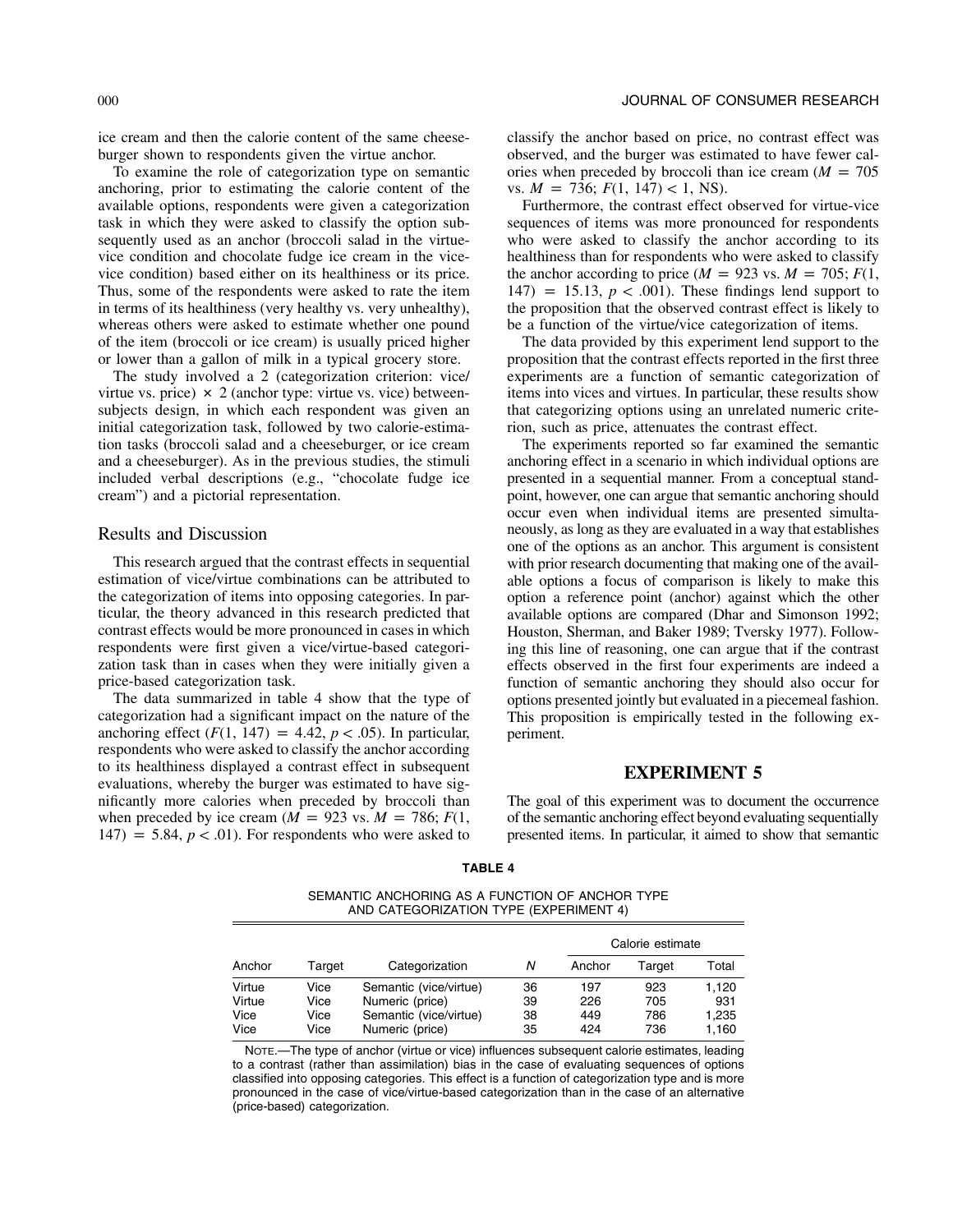ice cream and then the calorie content of the same cheeseburger shown to respondents given the virtue anchor.

To examine the role of categorization type on semantic anchoring, prior to estimating the calorie content of the available options, respondents were given a categorization task in which they were asked to classify the option subsequently used as an anchor (broccoli salad in the virtue-vice condition and chocolate fudge ice cream in the vice-vice condition) based either on its healthiness or its price. Thus, some of the respondents were asked to rate the item in terms of its healthiness (very healthy vs. very unhealthy), whereas others were asked to estimate whether one pound of the item (broccoli or ice cream) is usually priced higher or lower than a gallon of milk in a typical grocery store.

The study involved a 2 (categorization criterion: vice/virtue vs. price) × 2 (anchor type: virtue vs. vice) between-subjects design, in which each respondent was given an initial categorization task, followed by two calorie-estimation tasks (broccoli salad and a cheeseburger, or ice cream and a cheeseburger). As in the previous studies, the stimuli included verbal descriptions (e.g., "chocolate fudge ice cream") and a pictorial representation.

## Results and Discussion

This research argued that the contrast effects in sequential estimation of vice/virtue combinations can be attributed to the categorization of items into opposing categories. In particular, the theory advanced in this research predicted that contrast effects would be more pronounced in cases in which respondents were first given a vice/virtue-based categorization task than in cases when they were initially given a price-based categorization task.

The data summarized in table 4 show that the type of categorization had a significant impact on the nature of the anchoring effect ($F(1, 147) = 4.42$, $p < .05$). In particular, respondents who were asked to classify the anchor according to its healthiness displayed a contrast effect in subsequent evaluations, whereby the burger was estimated to have significantly more calories when preceded by broccoli than when preceded by ice cream ($M = 923$ vs. $M = 786$; $F(1, 147) = 5.84$, $p < .01$). For respondents who were asked to classify the anchor based on price, no contrast effect was observed, and the burger was estimated to have fewer calories when preceded by broccoli than ice cream ($M = 705$ vs. $M = 736$; $F(1, 147) < 1$, NS).

Furthermore, the contrast effect observed for virtue-vice sequences of items was more pronounced for respondents who were asked to classify the anchor according to its healthiness than for respondents who were asked to classify the anchor according to price ($M = 923$ vs. $M = 705$; $F(1, 147) = 15.13$, $p < .001$). These findings lend support to the proposition that the observed contrast effect is likely to be a function of the virtue/vice categorization of items.

The data provided by this experiment lend support to the proposition that the contrast effects reported in the first three experiments are a function of semantic categorization of items into vices and virtues. In particular, these results show that categorizing options using an unrelated numeric criterion, such as price, attenuates the contrast effect.

The experiments reported so far examined the semantic anchoring effect in a scenario in which individual options are presented in a sequential manner. From a conceptual standpoint, however, one can argue that semantic anchoring should occur even when individual items are presented simultaneously, as long as they are evaluated in a way that establishes one of the options as an anchor. This argument is consistent with prior research documenting that making one of the available options a focus of comparison is likely to make this option a reference point (anchor) against which the other available options are compared (Dhar and Simonson 1992; Houston, Sherman, and Baker 1989; Tversky 1977). Following this line of reasoning, one can argue that if the contrast effects observed in the first four experiments are indeed a function of semantic anchoring they should also occur for options presented jointly but evaluated in a piecemeal fashion. This proposition is empirically tested in the following experiment.

## EXPERIMENT 5

The goal of this experiment was to document the occurrence of the semantic anchoring effect beyond evaluating sequentially presented items. In particular, it aimed to show that semantic

**TABLE 4**

SEMANTIC ANCHORING AS A FUNCTION OF ANCHOR TYPE AND CATEGORIZATION TYPE (EXPERIMENT 4)

| | | | | Calorie estimate | | |
|---|---|---|---|---|---|---|
| Anchor | Target | Categorization | *N* | Anchor | Target | Total |
| Virtue | Vice | Semantic (vice/virtue) | 36 | 197 | 923 | 1,120 |
| Virtue | Vice | Numeric (price) | 39 | 226 | 705 | 931 |
| Vice | Vice | Semantic (vice/virtue) | 38 | 449 | 786 | 1,235 |
| Vice | Vice | Numeric (price) | 35 | 424 | 736 | 1,160 |

NOTE.—The type of anchor (virtue or vice) influences subsequent calorie estimates, leading to a contrast (rather than assimilation) bias in the case of evaluating sequences of options classified into opposing categories. This effect is a function of categorization type and is more pronounced in the case of vice/virtue-based categorization than in the case of an alternative (price-based) categorization.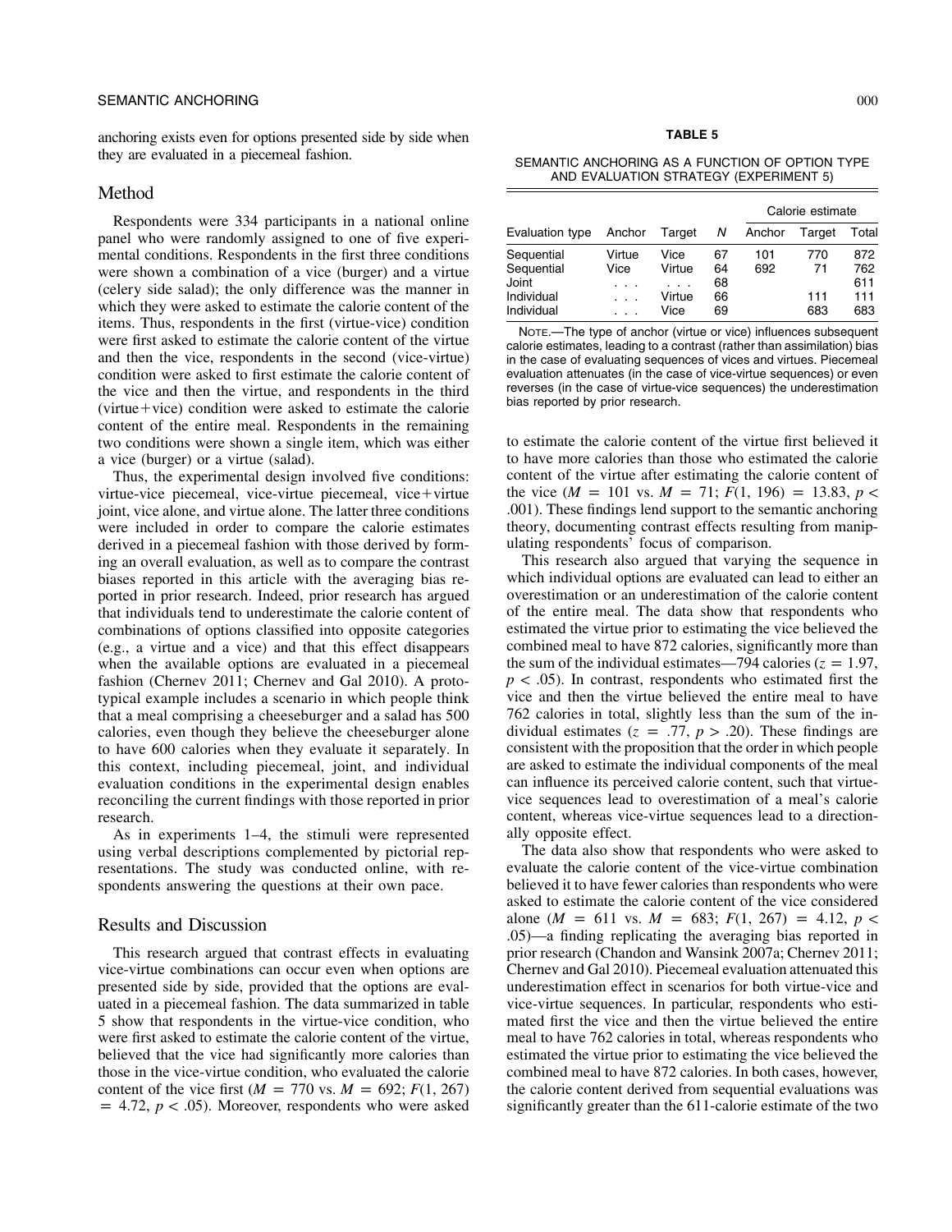anchoring exists even for options presented side by side when they are evaluated in a piecemeal fashion.

## Method

Respondents were 334 participants in a national online panel who were randomly assigned to one of five experimental conditions. Respondents in the first three conditions were shown a combination of a vice (burger) and a virtue (celery side salad); the only difference was the manner in which they were asked to estimate the calorie content of the items. Thus, respondents in the first (virtue-vice) condition were first asked to estimate the calorie content of the virtue and then the vice, respondents in the second (vice-virtue) condition were asked to first estimate the calorie content of the vice and then the virtue, and respondents in the third (virtue+vice) condition were asked to estimate the calorie content of the entire meal. Respondents in the remaining two conditions were shown a single item, which was either a vice (burger) or a virtue (salad).

Thus, the experimental design involved five conditions: virtue-vice piecemeal, vice-virtue piecemeal, vice+virtue joint, vice alone, and virtue alone. The latter three conditions were included in order to compare the calorie estimates derived in a piecemeal fashion with those derived by forming an overall evaluation, as well as to compare the contrast biases reported in this article with the averaging bias reported in prior research. Indeed, prior research has argued that individuals tend to underestimate the calorie content of combinations of options classified into opposite categories (e.g., a virtue and a vice) and that this effect disappears when the available options are evaluated in a piecemeal fashion (Chernev 2011; Chernev and Gal 2010). A prototypical example includes a scenario in which people think that a meal comprising a cheeseburger and a salad has 500 calories, even though they believe the cheeseburger alone to have 600 calories when they evaluate it separately. In this context, including piecemeal, joint, and individual evaluation conditions in the experimental design enables reconciling the current findings with those reported in prior research.

As in experiments 1–4, the stimuli were represented using verbal descriptions complemented by pictorial representations. The study was conducted online, with respondents answering the questions at their own pace.

## Results and Discussion

This research argued that contrast effects in evaluating vice-virtue combinations can occur even when options are presented side by side, provided that the options are evaluated in a piecemeal fashion. The data summarized in table 5 show that respondents in the virtue-vice condition, who were first asked to estimate the calorie content of the virtue, believed that the vice had significantly more calories than those in the vice-virtue condition, who evaluated the calorie content of the vice first ($M = 770$ vs. $M = 692$; $F(1, 267) = 4.72$, $p < .05$). Moreover, respondents who were asked

**TABLE 5**

SEMANTIC ANCHORING AS A FUNCTION OF OPTION TYPE AND EVALUATION STRATEGY (EXPERIMENT 5)

| | | | | Calorie estimate | | |
|---|---|---|---|---|---|---|
| Evaluation type | Anchor | Target | *N* | Anchor | Target | Total |
| Sequential | Virtue | Vice | 67 | 101 | 770 | 872 |
| Sequential | Vice | Virtue | 64 | 692 | 71 | 762 |
| Joint | . . . | . . . | 68 | | | 611 |
| Individual | . . . | Virtue | 66 | | 111 | 111 |
| Individual | . . . | Vice | 69 | | 683 | 683 |

NOTE.—The type of anchor (virtue or vice) influences subsequent calorie estimates, leading to a contrast (rather than assimilation) bias in the case of evaluating sequences of vices and virtues. Piecemeal evaluation attenuates (in the case of vice-virtue sequences) or even reverses (in the case of virtue-vice sequences) the underestimation bias reported by prior research.

to estimate the calorie content of the virtue first believed it to have more calories than those who estimated the calorie content of the virtue after estimating the calorie content of the vice ($M = 101$ vs. $M = 71$; $F(1, 196) = 13.83$, $p < .001$). These findings lend support to the semantic anchoring theory, documenting contrast effects resulting from manipulating respondents' focus of comparison.

This research also argued that varying the sequence in which individual options are evaluated can lead to either an overestimation or an underestimation of the calorie content of the entire meal. The data show that respondents who estimated the virtue prior to estimating the vice believed the combined meal to have 872 calories, significantly more than the sum of the individual estimates—794 calories ($z = 1.97$, $p < .05$). In contrast, respondents who estimated first the vice and then the virtue believed the entire meal to have 762 calories in total, slightly less than the sum of the individual estimates ($z = .77$, $p > .20$). These findings are consistent with the proposition that the order in which people are asked to estimate the individual components of the meal can influence its perceived calorie content, such that virtue-vice sequences lead to overestimation of a meal's calorie content, whereas vice-virtue sequences lead to a directionally opposite effect.

The data also show that respondents who were asked to evaluate the calorie content of the vice-virtue combination believed it to have fewer calories than respondents who were asked to estimate the calorie content of the vice considered alone ($M = 611$ vs. $M = 683$; $F(1, 267) = 4.12$, $p < .05$)—a finding replicating the averaging bias reported in prior research (Chandon and Wansink 2007a; Chernev 2011; Chernev and Gal 2010). Piecemeal evaluation attenuated this underestimation effect in scenarios for both virtue-vice and vice-virtue sequences. In particular, respondents who estimated first the vice and then the virtue believed the entire meal to have 762 calories in total, whereas respondents who estimated the virtue prior to estimating the vice believed the combined meal to have 872 calories. In both cases, however, the calorie content derived from sequential evaluations was significantly greater than the 611-calorie estimate of the two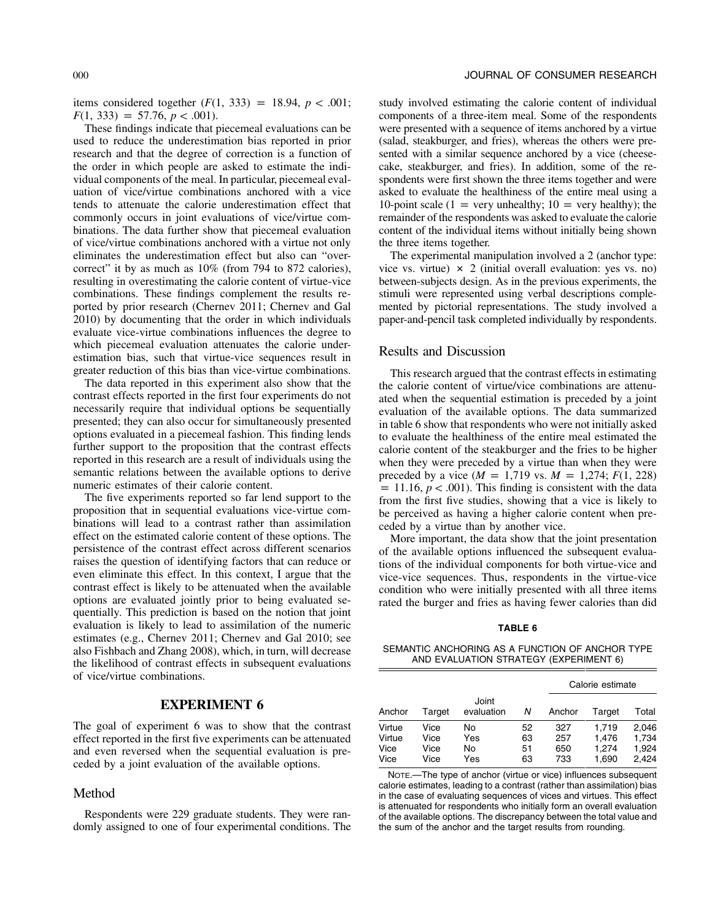items considered together ($F(1, 333) = 18.94$, $p < .001$; $F(1, 333) = 57.76$, $p < .001$).

These findings indicate that piecemeal evaluations can be used to reduce the underestimation bias reported in prior research and that the degree of correction is a function of the order in which people are asked to estimate the individual components of the meal. In particular, piecemeal evaluation of vice/virtue combinations anchored with a vice tends to attenuate the calorie underestimation effect that commonly occurs in joint evaluations of vice/virtue combinations. The data further show that piecemeal evaluation of vice/virtue combinations anchored with a virtue not only eliminates the underestimation effect but also can "overcorrect" it by as much as 10% (from 794 to 872 calories), resulting in overestimating the calorie content of virtue-vice combinations. These findings complement the results reported by prior research (Chernev 2011; Chernev and Gal 2010) by documenting that the order in which individuals evaluate vice-virtue combinations influences the degree to which piecemeal evaluation attenuates the calorie underestimation bias, such that virtue-vice sequences result in greater reduction of this bias than vice-virtue combinations.

The data reported in this experiment also show that the contrast effects reported in the first four experiments do not necessarily require that individual options be sequentially presented; they can also occur for simultaneously presented options evaluated in a piecemeal fashion. This finding lends further support to the proposition that the contrast effects reported in this research are a result of individuals using the semantic relations between the available options to derive numeric estimates of their calorie content.

The five experiments reported so far lend support to the proposition that in sequential evaluations vice-virtue combinations will lead to a contrast rather than assimilation effect on the estimated calorie content of these options. The persistence of the contrast effect across different scenarios raises the question of identifying factors that can reduce or even eliminate this effect. In this context, I argue that the contrast effect is likely to be attenuated when the available options are evaluated jointly prior to being evaluated sequentially. This prediction is based on the notion that joint evaluation is likely to lead to assimilation of the numeric estimates (e.g., Chernev 2011; Chernev and Gal 2010; see also Fishbach and Zhang 2008), which, in turn, will decrease the likelihood of contrast effects in subsequent evaluations of vice/virtue combinations.

## EXPERIMENT 6

The goal of experiment 6 was to show that the contrast effect reported in the first five experiments can be attenuated and even reversed when the sequential evaluation is preceded by a joint evaluation of the available options.

### Method

Respondents were 229 graduate students. They were randomly assigned to one of four experimental conditions. The study involved estimating the calorie content of individual components of a three-item meal. Some of the respondents were presented with a sequence of items anchored by a virtue (salad, steakburger, and fries), whereas the others were presented with a similar sequence anchored by a vice (cheesecake, steakburger, and fries). In addition, some of the respondents were first shown the three items together and were asked to evaluate the healthiness of the entire meal using a 10-point scale (1 = very unhealthy; 10 = very healthy); the remainder of the respondents was asked to evaluate the calorie content of the individual items without initially being shown the three items together.

The experimental manipulation involved a 2 (anchor type: vice vs. virtue) × 2 (initial overall evaluation: yes vs. no) between-subjects design. As in the previous experiments, the stimuli were represented using verbal descriptions complemented by pictorial representations. The study involved a paper-and-pencil task completed individually by respondents.

### Results and Discussion

This research argued that the contrast effects in estimating the calorie content of virtue/vice combinations are attenuated when the sequential estimation is preceded by a joint evaluation of the available options. The data summarized in table 6 show that respondents who were not initially asked to evaluate the healthiness of the entire meal estimated the calorie content of the steakburger and the fries to be higher when they were preceded by a virtue than when they were preceded by a vice ($M = 1{,}719$ vs. $M = 1{,}274$; $F(1, 228) = 11.16$, $p < .001$). This finding is consistent with the data from the first five studies, showing that a vice is likely to be perceived as having a higher calorie content when preceded by a virtue than by another vice.

More important, the data show that the joint presentation of the available options influenced the subsequent evaluations of the individual components for both virtue-vice and vice-vice sequences. Thus, respondents in the virtue-vice condition who were initially presented with all three items rated the burger and fries as having fewer calories than did

**TABLE 6**

SEMANTIC ANCHORING AS A FUNCTION OF ANCHOR TYPE AND EVALUATION STRATEGY (EXPERIMENT 6)

| Anchor | Target | Joint evaluation | *N* | Calorie estimate | | |
|---|---|---|---|---|---|---|
| | | | | Anchor | Target | Total |
| Virtue | Vice | No | 52 | 327 | 1,719 | 2,046 |
| Virtue | Vice | Yes | 63 | 257 | 1,476 | 1,734 |
| Vice | Vice | No | 51 | 650 | 1,274 | 1,924 |
| Vice | Vice | Yes | 63 | 733 | 1,690 | 2,424 |

NOTE.—The type of anchor (virtue or vice) influences subsequent calorie estimates, leading to a contrast (rather than assimilation) bias in the case of evaluating sequences of vices and virtues. This effect is attenuated for respondents who initially form an overall evaluation of the available options. The discrepancy between the total value and the sum of the anchor and the target results from rounding.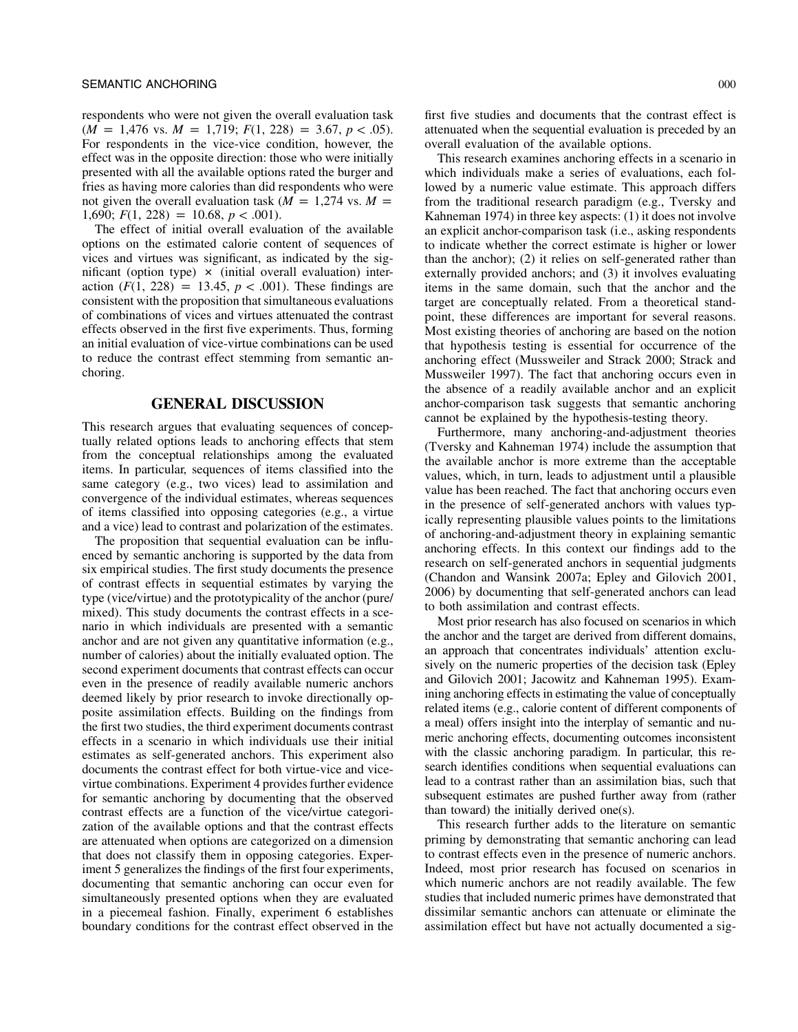respondents who were not given the overall evaluation task ($M$ = 1,476 vs. $M$ = 1,719; $F(1, 228) = 3.67$, $p < .05$). For respondents in the vice-vice condition, however, the effect was in the opposite direction: those who were initially presented with all the available options rated the burger and fries as having more calories than did respondents who were not given the overall evaluation task ($M$ = 1,274 vs. $M$ = 1,690; $F(1, 228) = 10.68$, $p < .001$).

The effect of initial overall evaluation of the available options on the estimated calorie content of sequences of vices and virtues was significant, as indicated by the significant (option type) × (initial overall evaluation) interaction ($F(1, 228) = 13.45$, $p < .001$). These findings are consistent with the proposition that simultaneous evaluations of combinations of vices and virtues attenuated the contrast effects observed in the first five experiments. Thus, forming an initial evaluation of vice-virtue combinations can be used to reduce the contrast effect stemming from semantic anchoring.

## GENERAL DISCUSSION

This research argues that evaluating sequences of conceptually related options leads to anchoring effects that stem from the conceptual relationships among the evaluated items. In particular, sequences of items classified into the same category (e.g., two vices) lead to assimilation and convergence of the individual estimates, whereas sequences of items classified into opposing categories (e.g., a virtue and a vice) lead to contrast and polarization of the estimates.

The proposition that sequential evaluation can be influenced by semantic anchoring is supported by the data from six empirical studies. The first study documents the presence of contrast effects in sequential estimates by varying the type (vice/virtue) and the prototypicality of the anchor (pure/mixed). This study documents the contrast effects in a scenario in which individuals are presented with a semantic anchor and are not given any quantitative information (e.g., number of calories) about the initially evaluated option. The second experiment documents that contrast effects can occur even in the presence of readily available numeric anchors deemed likely by prior research to invoke directionally opposite assimilation effects. Building on the findings from the first two studies, the third experiment documents contrast effects in a scenario in which individuals use their initial estimates as self-generated anchors. This experiment also documents the contrast effect for both virtue-vice and vice-virtue combinations. Experiment 4 provides further evidence for semantic anchoring by documenting that the observed contrast effects are a function of the vice/virtue categorization of the available options and that the contrast effects are attenuated when options are categorized on a dimension that does not classify them in opposing categories. Experiment 5 generalizes the findings of the first four experiments, documenting that semantic anchoring can occur even for simultaneously presented options when they are evaluated in a piecemeal fashion. Finally, experiment 6 establishes boundary conditions for the contrast effect observed in the first five studies and documents that the contrast effect is attenuated when the sequential evaluation is preceded by an overall evaluation of the available options.

This research examines anchoring effects in a scenario in which individuals make a series of evaluations, each followed by a numeric value estimate. This approach differs from the traditional research paradigm (e.g., Tversky and Kahneman 1974) in three key aspects: (1) it does not involve an explicit anchor-comparison task (i.e., asking respondents to indicate whether the correct estimate is higher or lower than the anchor); (2) it relies on self-generated rather than externally provided anchors; and (3) it involves evaluating items in the same domain, such that the anchor and the target are conceptually related. From a theoretical standpoint, these differences are important for several reasons. Most existing theories of anchoring are based on the notion that hypothesis testing is essential for occurrence of the anchoring effect (Mussweiler and Strack 2000; Strack and Mussweiler 1997). The fact that anchoring occurs even in the absence of a readily available anchor and an explicit anchor-comparison task suggests that semantic anchoring cannot be explained by the hypothesis-testing theory.

Furthermore, many anchoring-and-adjustment theories (Tversky and Kahneman 1974) include the assumption that the available anchor is more extreme than the acceptable values, which, in turn, leads to adjustment until a plausible value has been reached. The fact that anchoring occurs even in the presence of self-generated anchors with values typically representing plausible values points to the limitations of anchoring-and-adjustment theory in explaining semantic anchoring effects. In this context our findings add to the research on self-generated anchors in sequential judgments (Chandon and Wansink 2007a; Epley and Gilovich 2001, 2006) by documenting that self-generated anchors can lead to both assimilation and contrast effects.

Most prior research has also focused on scenarios in which the anchor and the target are derived from different domains, an approach that concentrates individuals' attention exclusively on the numeric properties of the decision task (Epley and Gilovich 2001; Jacowitz and Kahneman 1995). Examining anchoring effects in estimating the value of conceptually related items (e.g., calorie content of different components of a meal) offers insight into the interplay of semantic and numeric anchoring effects, documenting outcomes inconsistent with the classic anchoring paradigm. In particular, this research identifies conditions when sequential evaluations can lead to a contrast rather than an assimilation bias, such that subsequent estimates are pushed further away from (rather than toward) the initially derived one(s).

This research further adds to the literature on semantic priming by demonstrating that semantic anchoring can lead to contrast effects even in the presence of numeric anchors. Indeed, most prior research has focused on scenarios in which numeric anchors are not readily available. The few studies that included numeric primes have demonstrated that dissimilar semantic anchors can attenuate or eliminate the assimilation effect but have not actually documented a sig-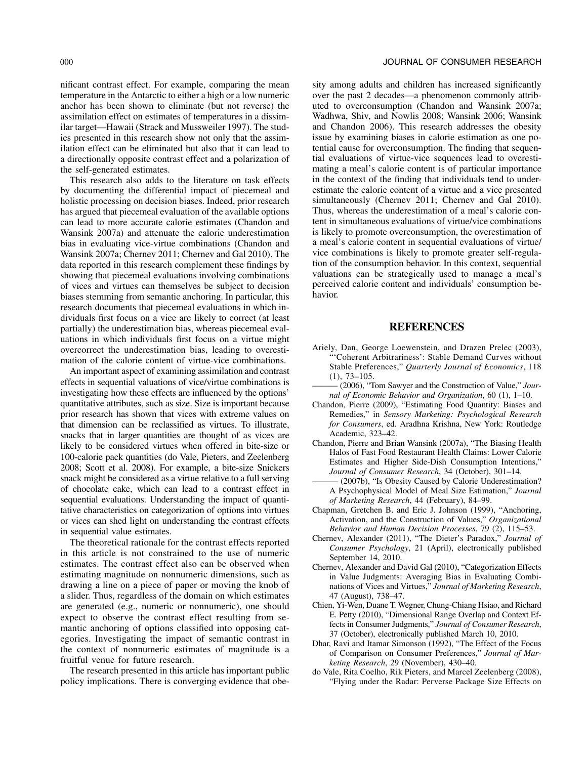nificant contrast effect. For example, comparing the mean temperature in the Antarctic to either a high or a low numeric anchor has been shown to eliminate (but not reverse) the assimilation effect on estimates of temperatures in a dissimilar target—Hawaii (Strack and Mussweiler 1997). The studies presented in this research show not only that the assimilation effect can be eliminated but also that it can lead to a directionally opposite contrast effect and a polarization of the self-generated estimates.

This research also adds to the literature on task effects by documenting the differential impact of piecemeal and holistic processing on decision biases. Indeed, prior research has argued that piecemeal evaluation of the available options can lead to more accurate calorie estimates (Chandon and Wansink 2007a) and attenuate the calorie underestimation bias in evaluating vice-virtue combinations (Chandon and Wansink 2007a; Chernev 2011; Chernev and Gal 2010). The data reported in this research complement these findings by showing that piecemeal evaluations involving combinations of vices and virtues can themselves be subject to decision biases stemming from semantic anchoring. In particular, this research documents that piecemeal evaluations in which individuals first focus on a vice are likely to correct (at least partially) the underestimation bias, whereas piecemeal evaluations in which individuals first focus on a virtue might overcorrect the underestimation bias, leading to overestimation of the calorie content of virtue-vice combinations.

An important aspect of examining assimilation and contrast effects in sequential valuations of vice/virtue combinations is investigating how these effects are influenced by the options' quantitative attributes, such as size. Size is important because prior research has shown that vices with extreme values on that dimension can be reclassified as virtues. To illustrate, snacks that in larger quantities are thought of as vices are likely to be considered virtues when offered in bite-size or 100-calorie pack quantities (do Vale, Pieters, and Zeelenberg 2008; Scott et al. 2008). For example, a bite-size Snickers snack might be considered as a virtue relative to a full serving of chocolate cake, which can lead to a contrast effect in sequential evaluations. Understanding the impact of quantitative characteristics on categorization of options into virtues or vices can shed light on understanding the contrast effects in sequential value estimates.

The theoretical rationale for the contrast effects reported in this article is not constrained to the use of numeric estimates. The contrast effect also can be observed when estimating magnitude on nonnumeric dimensions, such as drawing a line on a piece of paper or moving the knob of a slider. Thus, regardless of the domain on which estimates are generated (e.g., numeric or nonnumeric), one should expect to observe the contrast effect resulting from semantic anchoring of options classified into opposing categories. Investigating the impact of semantic contrast in the context of nonnumeric estimates of magnitude is a fruitful venue for future research.

The research presented in this article has important public policy implications. There is converging evidence that obesity among adults and children has increased significantly over the past 2 decades—a phenomenon commonly attributed to overconsumption (Chandon and Wansink 2007a; Wadhwa, Shiv, and Nowlis 2008; Wansink 2006; Wansink and Chandon 2006). This research addresses the obesity issue by examining biases in calorie estimation as one potential cause for overconsumption. The finding that sequential evaluations of virtue-vice sequences lead to overestimating a meal's calorie content is of particular importance in the context of the finding that individuals tend to underestimate the calorie content of a virtue and a vice presented simultaneously (Chernev 2011; Chernev and Gal 2010). Thus, whereas the underestimation of a meal's calorie content in simultaneous evaluations of virtue/vice combinations is likely to promote overconsumption, the overestimation of a meal's calorie content in sequential evaluations of virtue/vice combinations is likely to promote greater self-regulation of the consumption behavior. In this context, sequential valuations can be strategically used to manage a meal's perceived calorie content and individuals' consumption behavior.

## REFERENCES

Ariely, Dan, George Loewenstein, and Drazen Prelec (2003), "'Coherent Arbitrariness': Stable Demand Curves without Stable Preferences," *Quarterly Journal of Economics*, 118 (1), 73–105.

——— (2006), "Tom Sawyer and the Construction of Value," *Journal of Economic Behavior and Organization*, 60 (1), 1–10.

Chandon, Pierre (2009), "Estimating Food Quantity: Biases and Remedies," in *Sensory Marketing: Psychological Research for Consumers*, ed. Aradhna Krishna, New York: Routledge Academic, 323–42.

Chandon, Pierre and Brian Wansink (2007a), "The Biasing Health Halos of Fast Food Restaurant Health Claims: Lower Calorie Estimates and Higher Side-Dish Consumption Intentions," *Journal of Consumer Research*, 34 (October), 301–14.

——— (2007b), "Is Obesity Caused by Calorie Underestimation? A Psychophysical Model of Meal Size Estimation," *Journal of Marketing Research*, 44 (February), 84–99.

Chapman, Gretchen B. and Eric J. Johnson (1999), "Anchoring, Activation, and the Construction of Values," *Organizational Behavior and Human Decision Processes*, 79 (2), 115–53.

Chernev, Alexander (2011), "The Dieter's Paradox," *Journal of Consumer Psychology*, 21 (April), electronically published September 14, 2010.

Chernev, Alexander and David Gal (2010), "Categorization Effects in Value Judgments: Averaging Bias in Evaluating Combinations of Vices and Virtues," *Journal of Marketing Research*, 47 (August), 738–47.

Chien, Yi-Wen, Duane T. Wegner, Chung-Chiang Hsiao, and Richard E. Petty (2010), "Dimensional Range Overlap and Context Effects in Consumer Judgments," *Journal of Consumer Research*, 37 (October), electronically published March 10, 2010.

Dhar, Ravi and Itamar Simonson (1992), "The Effect of the Focus of Comparison on Consumer Preferences," *Journal of Marketing Research*, 29 (November), 430–40.

do Vale, Rita Coelho, Rik Pieters, and Marcel Zeelenberg (2008), "Flying under the Radar: Perverse Package Size Effects on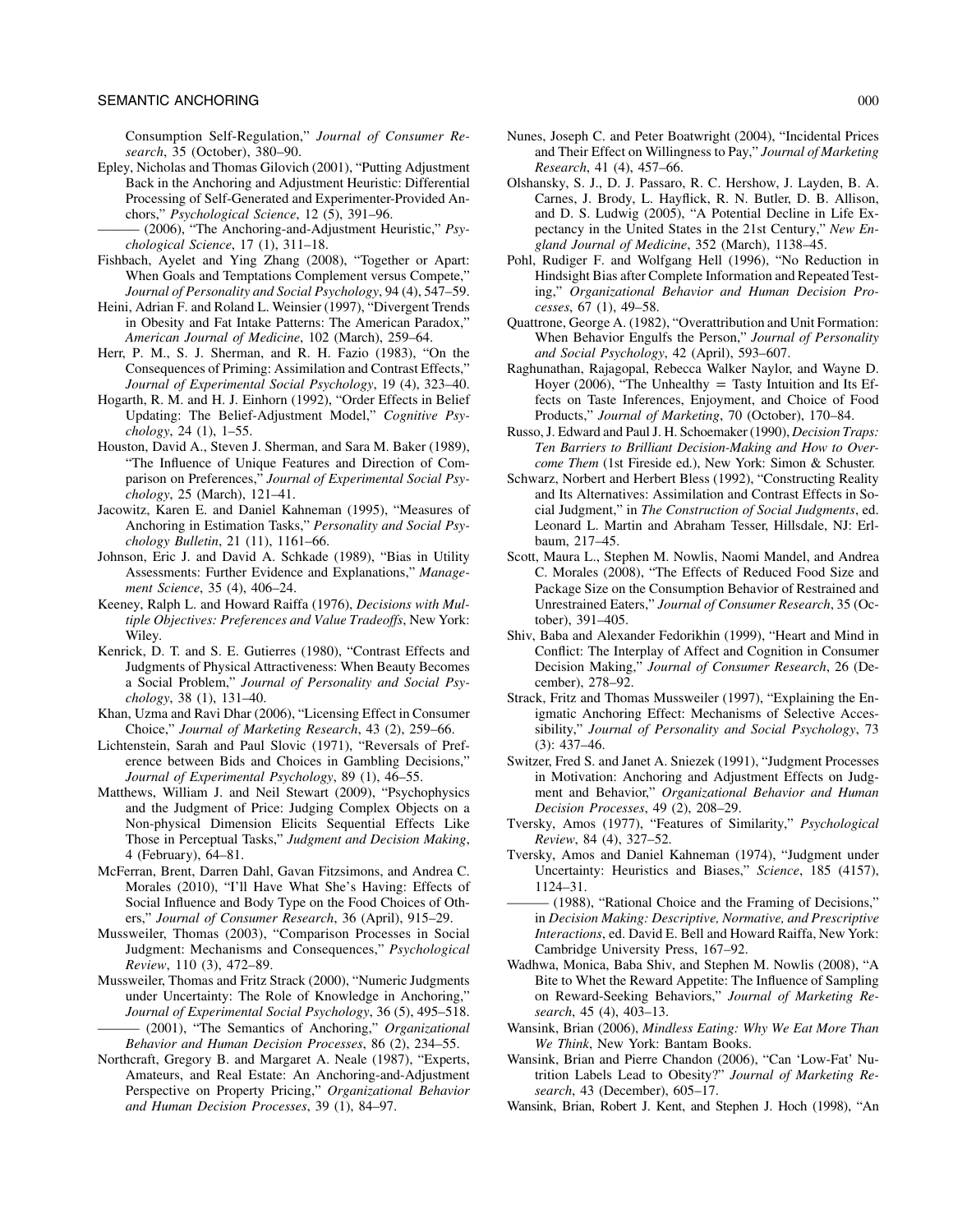Consumption Self-Regulation," *Journal of Consumer Research*, 35 (October), 380–90.

Epley, Nicholas and Thomas Gilovich (2001), "Putting Adjustment Back in the Anchoring and Adjustment Heuristic: Differential Processing of Self-Generated and Experimenter-Provided Anchors," *Psychological Science*, 12 (5), 391–96.

——— (2006), "The Anchoring-and-Adjustment Heuristic," *Psychological Science*, 17 (1), 311–18.

Fishbach, Ayelet and Ying Zhang (2008), "Together or Apart: When Goals and Temptations Complement versus Compete," *Journal of Personality and Social Psychology*, 94 (4), 547–59.

Heini, Adrian F. and Roland L. Weinsier (1997), "Divergent Trends in Obesity and Fat Intake Patterns: The American Paradox," *American Journal of Medicine*, 102 (March), 259–64.

Herr, P. M., S. J. Sherman, and R. H. Fazio (1983), "On the Consequences of Priming: Assimilation and Contrast Effects," *Journal of Experimental Social Psychology*, 19 (4), 323–40.

Hogarth, R. M. and H. J. Einhorn (1992), "Order Effects in Belief Updating: The Belief-Adjustment Model," *Cognitive Psychology*, 24 (1), 1–55.

Houston, David A., Steven J. Sherman, and Sara M. Baker (1989), "The Influence of Unique Features and Direction of Comparison on Preferences," *Journal of Experimental Social Psychology*, 25 (March), 121–41.

Jacowitz, Karen E. and Daniel Kahneman (1995), "Measures of Anchoring in Estimation Tasks," *Personality and Social Psychology Bulletin*, 21 (11), 1161–66.

Johnson, Eric J. and David A. Schkade (1989), "Bias in Utility Assessments: Further Evidence and Explanations," *Management Science*, 35 (4), 406–24.

Keeney, Ralph L. and Howard Raiffa (1976), *Decisions with Multiple Objectives: Preferences and Value Tradeoffs*, New York: Wiley.

Kenrick, D. T. and S. E. Gutierres (1980), "Contrast Effects and Judgments of Physical Attractiveness: When Beauty Becomes a Social Problem," *Journal of Personality and Social Psychology*, 38 (1), 131–40.

Khan, Uzma and Ravi Dhar (2006), "Licensing Effect in Consumer Choice," *Journal of Marketing Research*, 43 (2), 259–66.

Lichtenstein, Sarah and Paul Slovic (1971), "Reversals of Preference between Bids and Choices in Gambling Decisions," *Journal of Experimental Psychology*, 89 (1), 46–55.

Matthews, William J. and Neil Stewart (2009), "Psychophysics and the Judgment of Price: Judging Complex Objects on a Non-physical Dimension Elicits Sequential Effects Like Those in Perceptual Tasks," *Judgment and Decision Making*, 4 (February), 64–81.

McFerran, Brent, Darren Dahl, Gavan Fitzsimons, and Andrea C. Morales (2010), "I'll Have What She's Having: Effects of Social Influence and Body Type on the Food Choices of Others," *Journal of Consumer Research*, 36 (April), 915–29.

Mussweiler, Thomas (2003), "Comparison Processes in Social Judgment: Mechanisms and Consequences," *Psychological Review*, 110 (3), 472–89.

Mussweiler, Thomas and Fritz Strack (2000), "Numeric Judgments under Uncertainty: The Role of Knowledge in Anchoring," *Journal of Experimental Social Psychology*, 36 (5), 495–518.

——— (2001), "The Semantics of Anchoring," *Organizational Behavior and Human Decision Processes*, 86 (2), 234–55.

Northcraft, Gregory B. and Margaret A. Neale (1987), "Experts, Amateurs, and Real Estate: An Anchoring-and-Adjustment Perspective on Property Pricing," *Organizational Behavior and Human Decision Processes*, 39 (1), 84–97.

Nunes, Joseph C. and Peter Boatwright (2004), "Incidental Prices and Their Effect on Willingness to Pay," *Journal of Marketing Research*, 41 (4), 457–66.

Olshansky, S. J., D. J. Passaro, R. C. Hershow, J. Layden, B. A. Carnes, J. Brody, L. Hayflick, R. N. Butler, D. B. Allison, and D. S. Ludwig (2005), "A Potential Decline in Life Expectancy in the United States in the 21st Century," *New England Journal of Medicine*, 352 (March), 1138–45.

Pohl, Rudiger F. and Wolfgang Hell (1996), "No Reduction in Hindsight Bias after Complete Information and Repeated Testing," *Organizational Behavior and Human Decision Processes*, 67 (1), 49–58.

Quattrone, George A. (1982), "Overattribution and Unit Formation: When Behavior Engulfs the Person," *Journal of Personality and Social Psychology*, 42 (April), 593–607.

Raghunathan, Rajagopal, Rebecca Walker Naylor, and Wayne D. Hoyer (2006), "The Unhealthy = Tasty Intuition and Its Effects on Taste Inferences, Enjoyment, and Choice of Food Products," *Journal of Marketing*, 70 (October), 170–84.

Russo, J. Edward and Paul J. H. Schoemaker (1990), *Decision Traps: Ten Barriers to Brilliant Decision-Making and How to Overcome Them* (1st Fireside ed.), New York: Simon & Schuster.

Schwarz, Norbert and Herbert Bless (1992), "Constructing Reality and Its Alternatives: Assimilation and Contrast Effects in Social Judgment," in *The Construction of Social Judgments*, ed. Leonard L. Martin and Abraham Tesser, Hillsdale, NJ: Erlbaum, 217–45.

Scott, Maura L., Stephen M. Nowlis, Naomi Mandel, and Andrea C. Morales (2008), "The Effects of Reduced Food Size and Package Size on the Consumption Behavior of Restrained and Unrestrained Eaters," *Journal of Consumer Research*, 35 (October), 391–405.

Shiv, Baba and Alexander Fedorikhin (1999), "Heart and Mind in Conflict: The Interplay of Affect and Cognition in Consumer Decision Making," *Journal of Consumer Research*, 26 (December), 278–92.

Strack, Fritz and Thomas Mussweiler (1997), "Explaining the Enigmatic Anchoring Effect: Mechanisms of Selective Accessibility," *Journal of Personality and Social Psychology*, 73 (3): 437–46.

Switzer, Fred S. and Janet A. Sniezek (1991), "Judgment Processes in Motivation: Anchoring and Adjustment Effects on Judgment and Behavior," *Organizational Behavior and Human Decision Processes*, 49 (2), 208–29.

Tversky, Amos (1977), "Features of Similarity," *Psychological Review*, 84 (4), 327–52.

Tversky, Amos and Daniel Kahneman (1974), "Judgment under Uncertainty: Heuristics and Biases," *Science*, 185 (4157), 1124–31.

——— (1988), "Rational Choice and the Framing of Decisions," in *Decision Making: Descriptive, Normative, and Prescriptive Interactions*, ed. David E. Bell and Howard Raiffa, New York: Cambridge University Press, 167–92.

Wadhwa, Monica, Baba Shiv, and Stephen M. Nowlis (2008), "A Bite to Whet the Reward Appetite: The Influence of Sampling on Reward-Seeking Behaviors," *Journal of Marketing Research*, 45 (4), 403–13.

Wansink, Brian (2006), *Mindless Eating: Why We Eat More Than We Think*, New York: Bantam Books.

Wansink, Brian and Pierre Chandon (2006), "Can 'Low-Fat' Nutrition Labels Lead to Obesity?" *Journal of Marketing Research*, 43 (December), 605–17.

Wansink, Brian, Robert J. Kent, and Stephen J. Hoch (1998), "An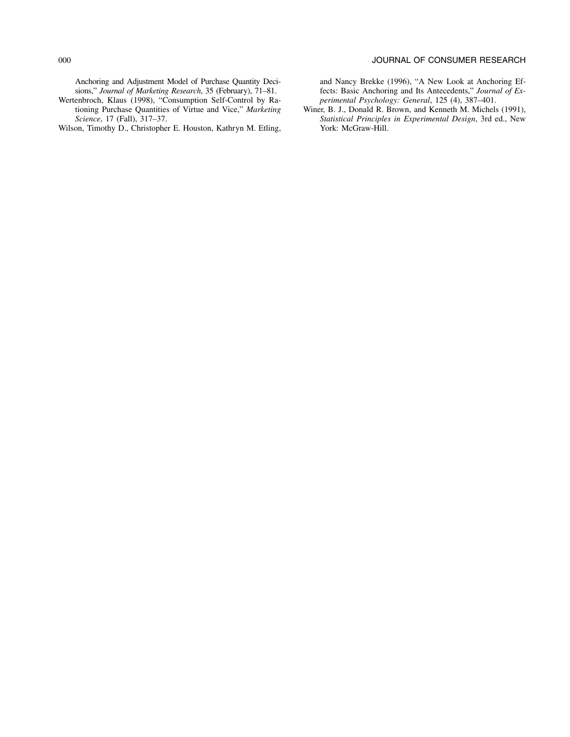Anchoring and Adjustment Model of Purchase Quantity Decisions," *Journal of Marketing Research*, 35 (February), 71–81.

Wertenbroch, Klaus (1998), "Consumption Self-Control by Rationing Purchase Quantities of Virtue and Vice," *Marketing Science*, 17 (Fall), 317–37.

Wilson, Timothy D., Christopher E. Houston, Kathryn M. Etling, and Nancy Brekke (1996), "A New Look at Anchoring Effects: Basic Anchoring and Its Antecedents," *Journal of Experimental Psychology: General*, 125 (4), 387–401.

Winer, B. J., Donald R. Brown, and Kenneth M. Michels (1991), *Statistical Principles in Experimental Design*, 3rd ed., New York: McGraw-Hill.